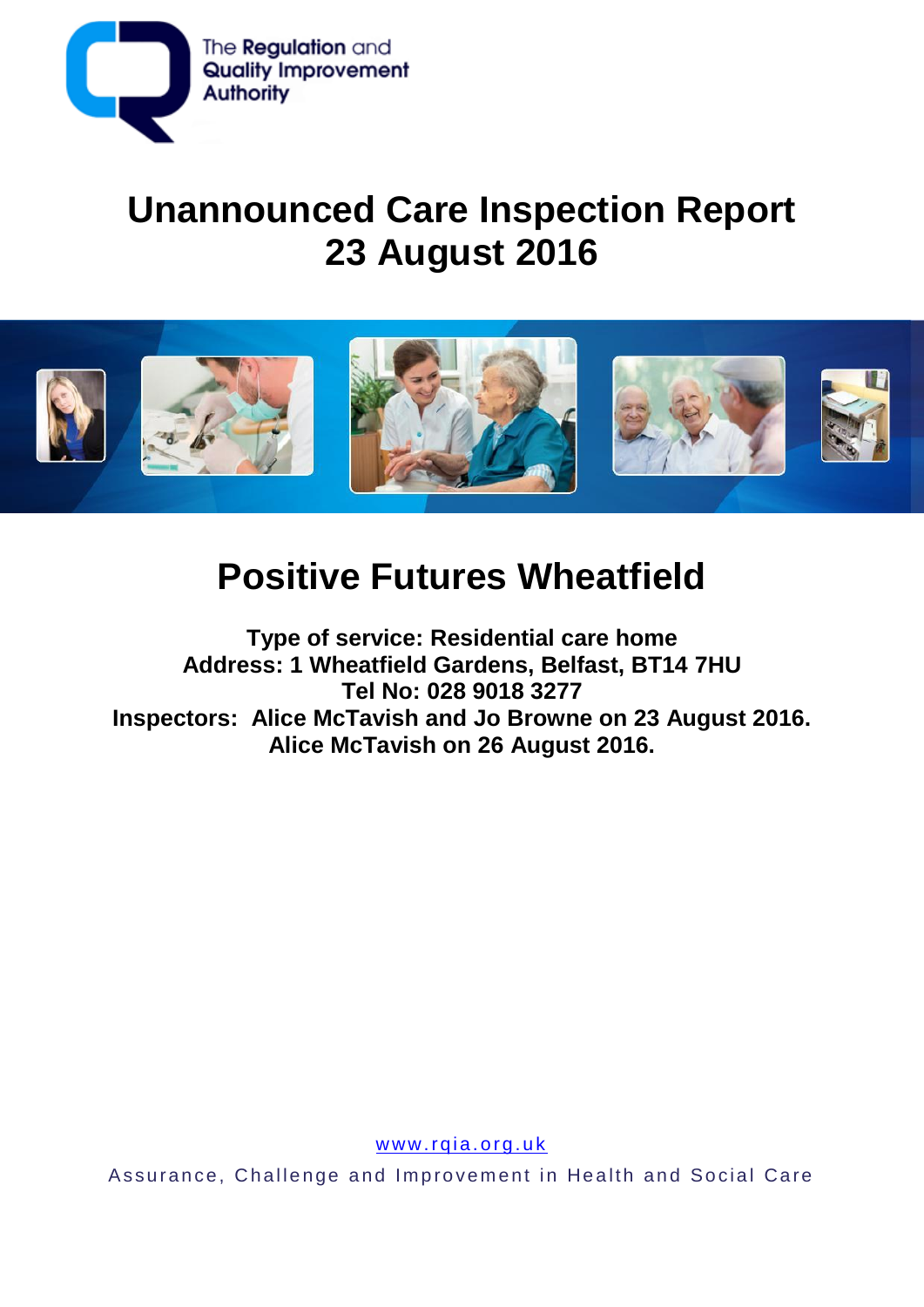The Regulation and Quality Improvement Authority

# Unannounced Care Inspection Report 23 August 2016

# Positive Futures Wheatfield

**Type of service: Residential care home**
**Address: 1 Wheatfield Gardens, Belfast, BT14 7HU**
**Tel No: 028 9018 3277**
**Inspectors: Alice McTavish and Jo Browne on 23 August 2016.**
**Alice McTavish on 26 August 2016.**

www.rqia.org.uk

Assurance, Challenge and Improvement in Health and Social Care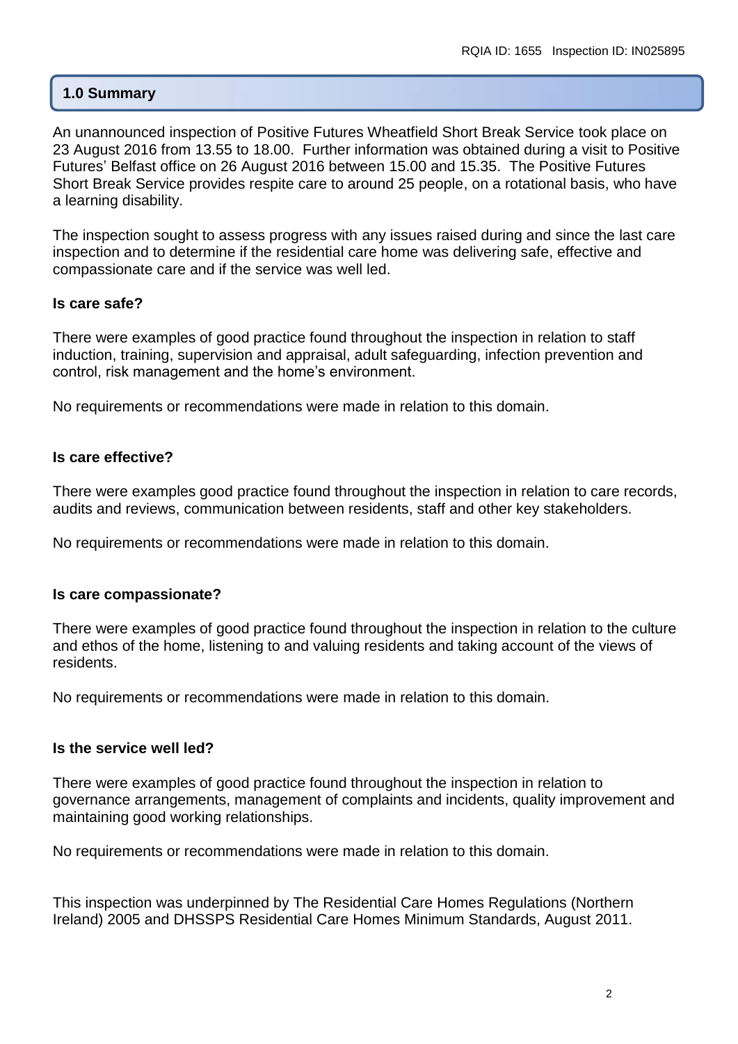## 1.0 Summary

An unannounced inspection of Positive Futures Wheatfield Short Break Service took place on 23 August 2016 from 13.55 to 18.00. Further information was obtained during a visit to Positive Futures' Belfast office on 26 August 2016 between 15.00 and 15.35. The Positive Futures Short Break Service provides respite care to around 25 people, on a rotational basis, who have a learning disability.

The inspection sought to assess progress with any issues raised during and since the last care inspection and to determine if the residential care home was delivering safe, effective and compassionate care and if the service was well led.

**Is care safe?**

There were examples of good practice found throughout the inspection in relation to staff induction, training, supervision and appraisal, adult safeguarding, infection prevention and control, risk management and the home's environment.

No requirements or recommendations were made in relation to this domain.

**Is care effective?**

There were examples good practice found throughout the inspection in relation to care records, audits and reviews, communication between residents, staff and other key stakeholders.

No requirements or recommendations were made in relation to this domain.

**Is care compassionate?**

There were examples of good practice found throughout the inspection in relation to the culture and ethos of the home, listening to and valuing residents and taking account of the views of residents.

No requirements or recommendations were made in relation to this domain.

**Is the service well led?**

There were examples of good practice found throughout the inspection in relation to governance arrangements, management of complaints and incidents, quality improvement and maintaining good working relationships.

No requirements or recommendations were made in relation to this domain.

This inspection was underpinned by The Residential Care Homes Regulations (Northern Ireland) 2005 and DHSSPS Residential Care Homes Minimum Standards, August 2011.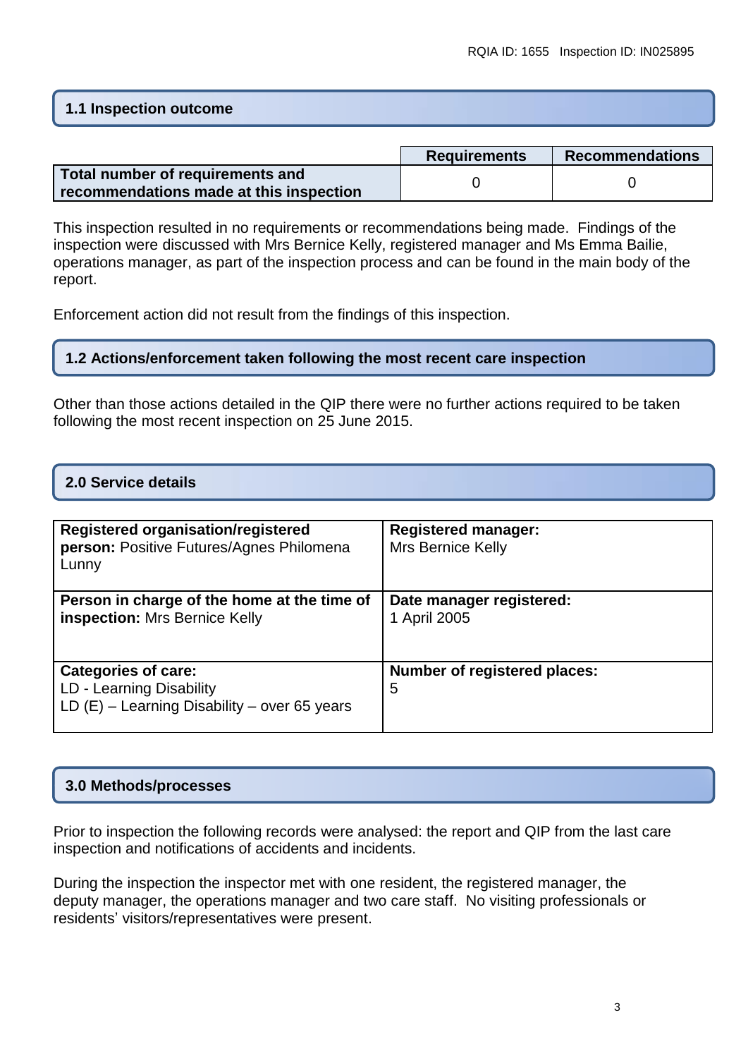## 1.1 Inspection outcome

| | Requirements | Recommendations |
|---|---|---|
| **Total number of requirements and recommendations made at this inspection** | 0 | 0 |

This inspection resulted in no requirements or recommendations being made. Findings of the inspection were discussed with Mrs Bernice Kelly, registered manager and Ms Emma Bailie, operations manager, as part of the inspection process and can be found in the main body of the report.

Enforcement action did not result from the findings of this inspection.

## 1.2 Actions/enforcement taken following the most recent care inspection

Other than those actions detailed in the QIP there were no further actions required to be taken following the most recent inspection on 25 June 2015.

## 2.0 Service details

| | |
|---|---|
| **Registered organisation/registered person:** Positive Futures/Agnes Philomena Lunny | **Registered manager:** Mrs Bernice Kelly |
| **Person in charge of the home at the time of inspection:** Mrs Bernice Kelly | **Date manager registered:** 1 April 2005 |
| **Categories of care:** LD - Learning Disability LD (E) – Learning Disability – over 65 years | **Number of registered places:** 5 |

## 3.0 Methods/processes

Prior to inspection the following records were analysed: the report and QIP from the last care inspection and notifications of accidents and incidents.

During the inspection the inspector met with one resident, the registered manager, the deputy manager, the operations manager and two care staff. No visiting professionals or residents' visitors/representatives were present.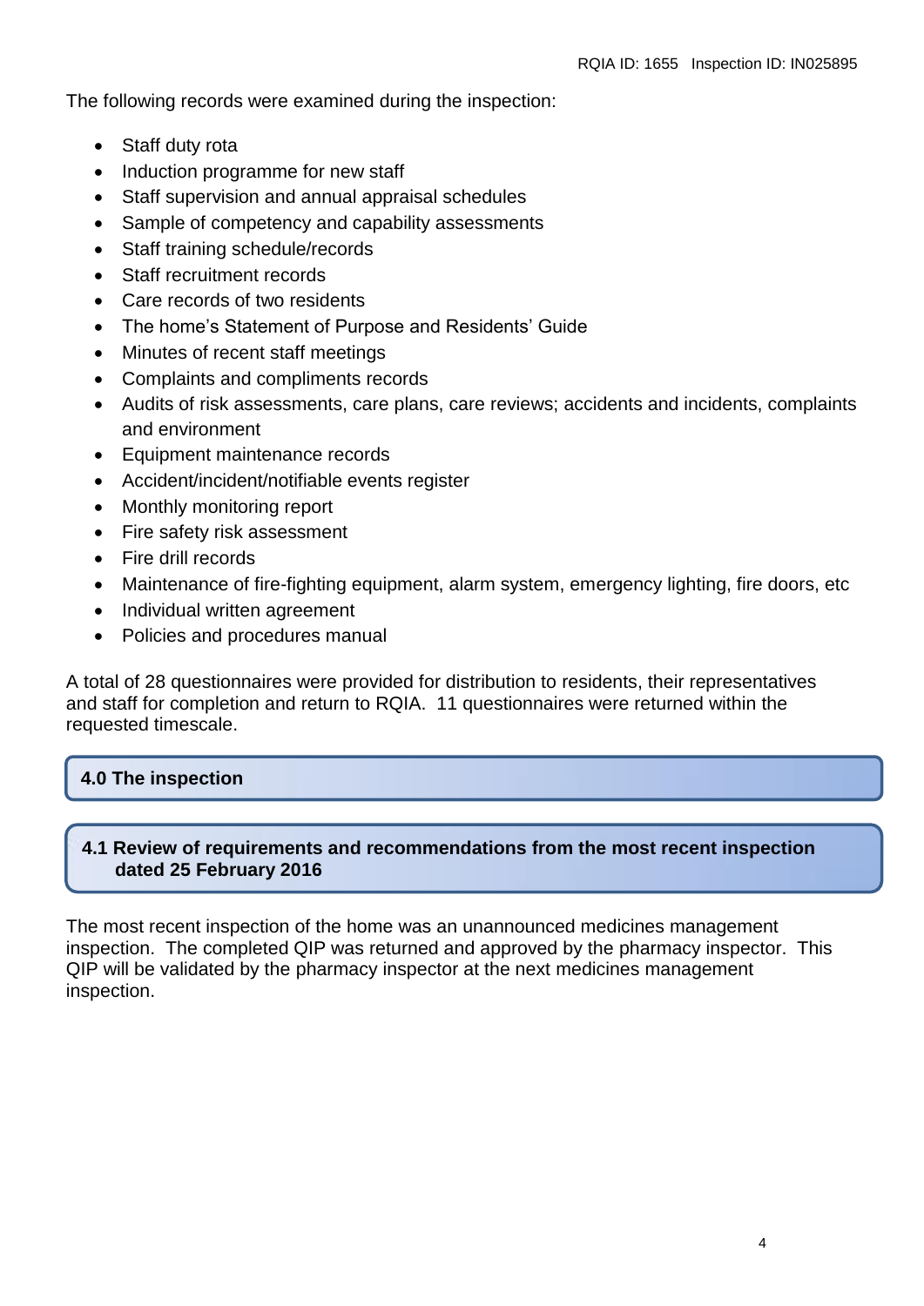The following records were examined during the inspection:

- Staff duty rota
- Induction programme for new staff
- Staff supervision and annual appraisal schedules
- Sample of competency and capability assessments
- Staff training schedule/records
- Staff recruitment records
- Care records of two residents
- The home's Statement of Purpose and Residents' Guide
- Minutes of recent staff meetings
- Complaints and compliments records
- Audits of risk assessments, care plans, care reviews; accidents and incidents, complaints and environment
- Equipment maintenance records
- Accident/incident/notifiable events register
- Monthly monitoring report
- Fire safety risk assessment
- Fire drill records
- Maintenance of fire-fighting equipment, alarm system, emergency lighting, fire doors, etc
- Individual written agreement
- Policies and procedures manual

A total of 28 questionnaires were provided for distribution to residents, their representatives and staff for completion and return to RQIA. 11 questionnaires were returned within the requested timescale.

## 4.0 The inspection

### 4.1 Review of requirements and recommendations from the most recent inspection dated 25 February 2016

The most recent inspection of the home was an unannounced medicines management inspection. The completed QIP was returned and approved by the pharmacy inspector. This QIP will be validated by the pharmacy inspector at the next medicines management inspection.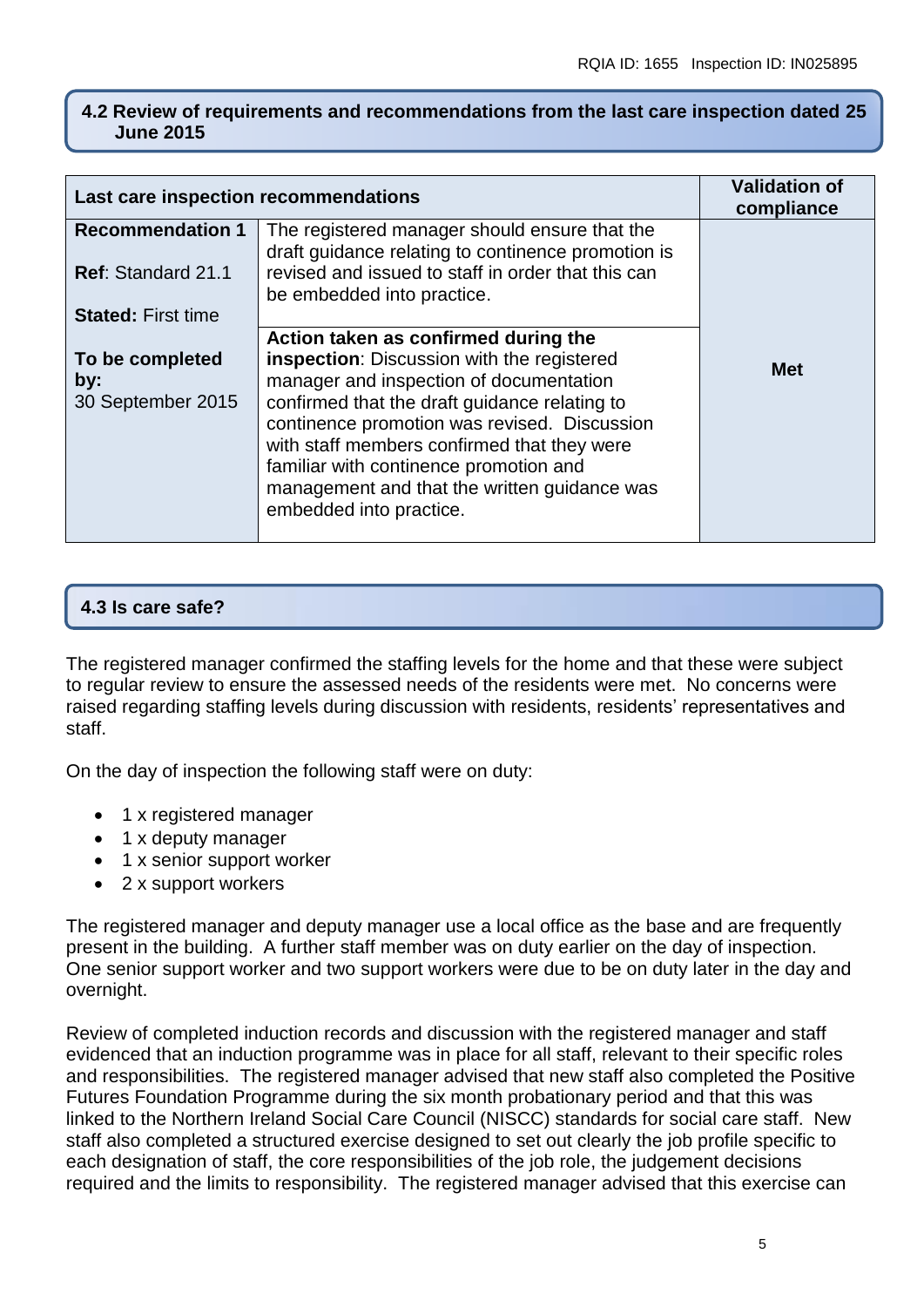## 4.2 Review of requirements and recommendations from the last care inspection dated 25 June 2015

| Last care inspection recommendations | | Validation of compliance |
|---|---|---|
| **Recommendation 1**<br><br>**Ref**: Standard 21.1<br><br>**Stated:** First time<br><br>**To be completed by:**<br>30 September 2015 | The registered manager should ensure that the draft guidance relating to continence promotion is revised and issued to staff in order that this can be embedded into practice.<br><br>**Action taken as confirmed during the inspection**: Discussion with the registered manager and inspection of documentation confirmed that the draft guidance relating to continence promotion was revised. Discussion with staff members confirmed that they were familiar with continence promotion and management and that the written guidance was embedded into practice. | **Met** |

## 4.3 Is care safe?

The registered manager confirmed the staffing levels for the home and that these were subject to regular review to ensure the assessed needs of the residents were met. No concerns were raised regarding staffing levels during discussion with residents, residents' representatives and staff.

On the day of inspection the following staff were on duty:

- 1 x registered manager
- 1 x deputy manager
- 1 x senior support worker
- 2 x support workers

The registered manager and deputy manager use a local office as the base and are frequently present in the building. A further staff member was on duty earlier on the day of inspection. One senior support worker and two support workers were due to be on duty later in the day and overnight.

Review of completed induction records and discussion with the registered manager and staff evidenced that an induction programme was in place for all staff, relevant to their specific roles and responsibilities. The registered manager advised that new staff also completed the Positive Futures Foundation Programme during the six month probationary period and that this was linked to the Northern Ireland Social Care Council (NISCC) standards for social care staff. New staff also completed a structured exercise designed to set out clearly the job profile specific to each designation of staff, the core responsibilities of the job role, the judgement decisions required and the limits to responsibility. The registered manager advised that this exercise can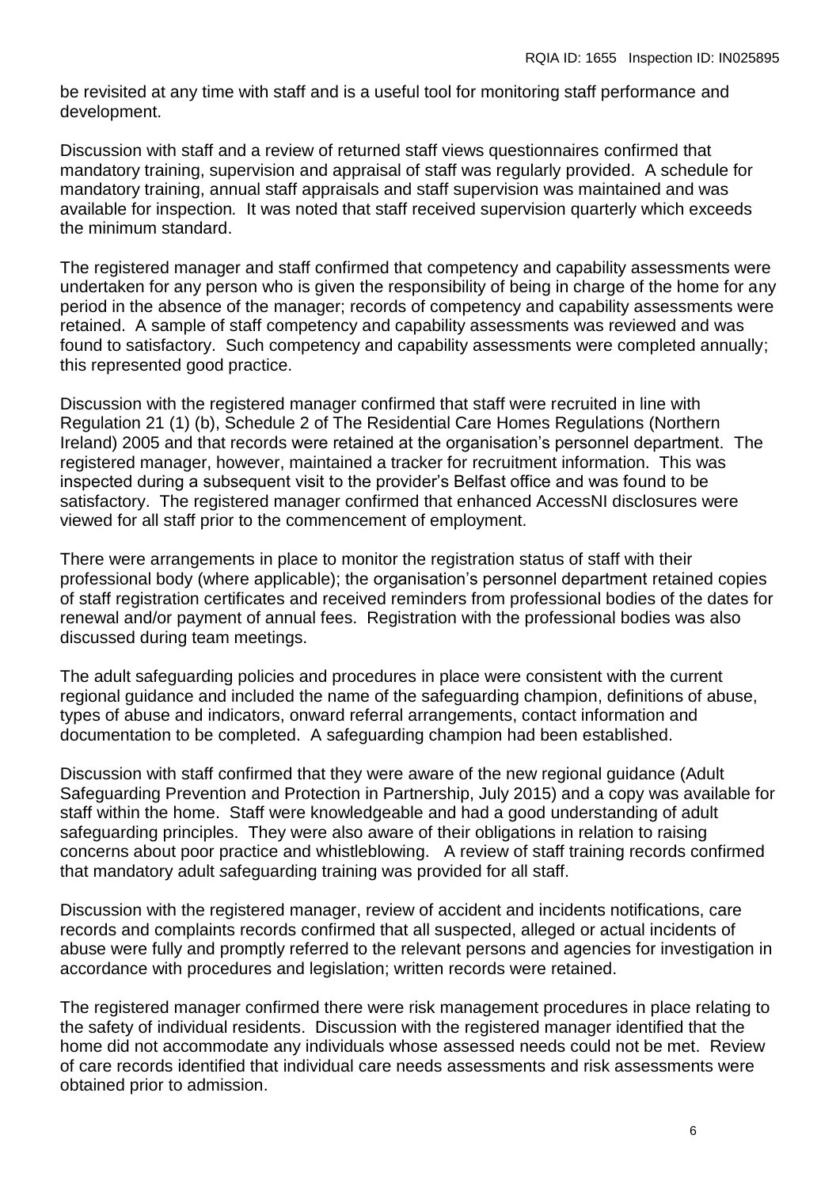be revisited at any time with staff and is a useful tool for monitoring staff performance and development.

Discussion with staff and a review of returned staff views questionnaires confirmed that mandatory training, supervision and appraisal of staff was regularly provided. A schedule for mandatory training, annual staff appraisals and staff supervision was maintained and was available for inspection. It was noted that staff received supervision quarterly which exceeds the minimum standard.

The registered manager and staff confirmed that competency and capability assessments were undertaken for any person who is given the responsibility of being in charge of the home for any period in the absence of the manager; records of competency and capability assessments were retained. A sample of staff competency and capability assessments was reviewed and was found to satisfactory. Such competency and capability assessments were completed annually; this represented good practice.

Discussion with the registered manager confirmed that staff were recruited in line with Regulation 21 (1) (b), Schedule 2 of The Residential Care Homes Regulations (Northern Ireland) 2005 and that records were retained at the organisation's personnel department. The registered manager, however, maintained a tracker for recruitment information. This was inspected during a subsequent visit to the provider's Belfast office and was found to be satisfactory. The registered manager confirmed that enhanced AccessNI disclosures were viewed for all staff prior to the commencement of employment.

There were arrangements in place to monitor the registration status of staff with their professional body (where applicable); the organisation's personnel department retained copies of staff registration certificates and received reminders from professional bodies of the dates for renewal and/or payment of annual fees. Registration with the professional bodies was also discussed during team meetings.

The adult safeguarding policies and procedures in place were consistent with the current regional guidance and included the name of the safeguarding champion, definitions of abuse, types of abuse and indicators, onward referral arrangements, contact information and documentation to be completed. A safeguarding champion had been established.

Discussion with staff confirmed that they were aware of the new regional guidance (Adult Safeguarding Prevention and Protection in Partnership, July 2015) and a copy was available for staff within the home. Staff were knowledgeable and had a good understanding of adult safeguarding principles. They were also aware of their obligations in relation to raising concerns about poor practice and whistleblowing. A review of staff training records confirmed that mandatory adult safeguarding training was provided for all staff.

Discussion with the registered manager, review of accident and incidents notifications, care records and complaints records confirmed that all suspected, alleged or actual incidents of abuse were fully and promptly referred to the relevant persons and agencies for investigation in accordance with procedures and legislation; written records were retained.

The registered manager confirmed there were risk management procedures in place relating to the safety of individual residents. Discussion with the registered manager identified that the home did not accommodate any individuals whose assessed needs could not be met. Review of care records identified that individual care needs assessments and risk assessments were obtained prior to admission.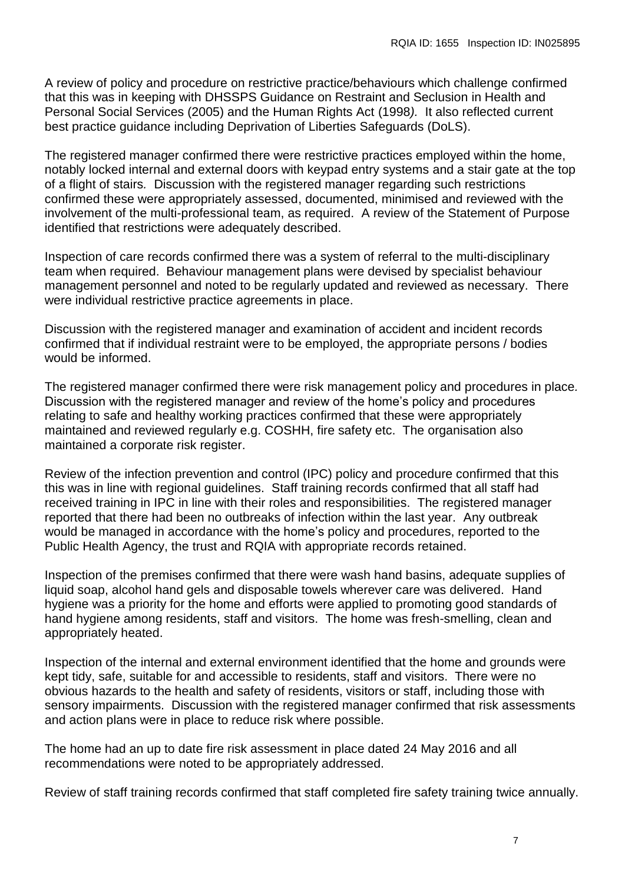A review of policy and procedure on restrictive practice/behaviours which challenge confirmed that this was in keeping with DHSSPS Guidance on Restraint and Seclusion in Health and Personal Social Services (2005) and the Human Rights Act (1998*).* It also reflected current best practice guidance including Deprivation of Liberties Safeguards (DoLS).

The registered manager confirmed there were restrictive practices employed within the home, notably locked internal and external doors with keypad entry systems and a stair gate at the top of a flight of stairs*.* Discussion with the registered manager regarding such restrictions confirmed these were appropriately assessed, documented, minimised and reviewed with the involvement of the multi-professional team, as required. A review of the Statement of Purpose identified that restrictions were adequately described.

Inspection of care records confirmed there was a system of referral to the multi-disciplinary team when required. Behaviour management plans were devised by specialist behaviour management personnel and noted to be regularly updated and reviewed as necessary. There were individual restrictive practice agreements in place.

Discussion with the registered manager and examination of accident and incident records confirmed that if individual restraint were to be employed, the appropriate persons / bodies would be informed.

The registered manager confirmed there were risk management policy and procedures in place*.* Discussion with the registered manager and review of the home's policy and procedures relating to safe and healthy working practices confirmed that these were appropriately maintained and reviewed regularly e.g. COSHH, fire safety etc. The organisation also maintained a corporate risk register.

Review of the infection prevention and control (IPC) policy and procedure confirmed that this this was in line with regional guidelines. Staff training records confirmed that all staff had received training in IPC in line with their roles and responsibilities. The registered manager reported that there had been no outbreaks of infection within the last year. Any outbreak would be managed in accordance with the home's policy and procedures, reported to the Public Health Agency, the trust and RQIA with appropriate records retained.

Inspection of the premises confirmed that there were wash hand basins, adequate supplies of liquid soap, alcohol hand gels and disposable towels wherever care was delivered. Hand hygiene was a priority for the home and efforts were applied to promoting good standards of hand hygiene among residents, staff and visitors. The home was fresh-smelling, clean and appropriately heated.

Inspection of the internal and external environment identified that the home and grounds were kept tidy, safe, suitable for and accessible to residents, staff and visitors. There were no obvious hazards to the health and safety of residents, visitors or staff, including those with sensory impairments. Discussion with the registered manager confirmed that risk assessments and action plans were in place to reduce risk where possible.

The home had an up to date fire risk assessment in place dated 24 May 2016 and all recommendations were noted to be appropriately addressed.

Review of staff training records confirmed that staff completed fire safety training twice annually.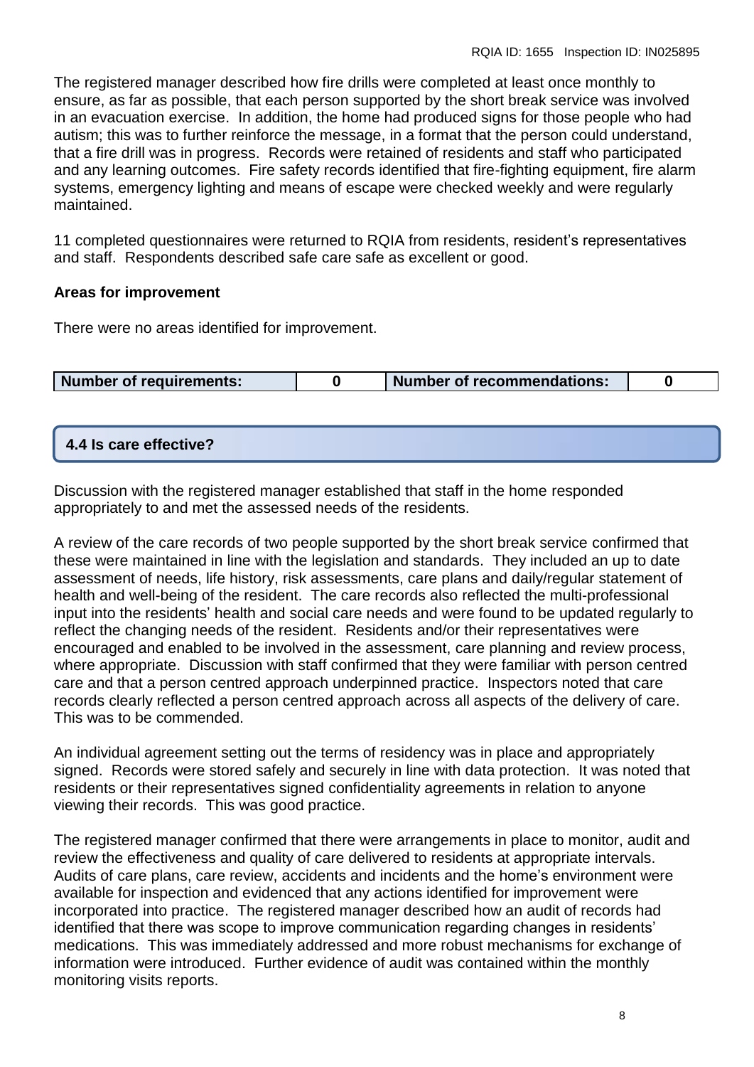The registered manager described how fire drills were completed at least once monthly to ensure, as far as possible, that each person supported by the short break service was involved in an evacuation exercise. In addition, the home had produced signs for those people who had autism; this was to further reinforce the message, in a format that the person could understand, that a fire drill was in progress. Records were retained of residents and staff who participated and any learning outcomes. Fire safety records identified that fire-fighting equipment, fire alarm systems, emergency lighting and means of escape were checked weekly and were regularly maintained.

11 completed questionnaires were returned to RQIA from residents, resident's representatives and staff. Respondents described safe care safe as excellent or good.

**Areas for improvement**

There were no areas identified for improvement.

| Number of requirements: | 0 | Number of recommendations: | 0 |
|---|---|---|---|

## 4.4 Is care effective?

Discussion with the registered manager established that staff in the home responded appropriately to and met the assessed needs of the residents.

A review of the care records of two people supported by the short break service confirmed that these were maintained in line with the legislation and standards. They included an up to date assessment of needs, life history, risk assessments, care plans and daily/regular statement of health and well-being of the resident. The care records also reflected the multi-professional input into the residents' health and social care needs and were found to be updated regularly to reflect the changing needs of the resident. Residents and/or their representatives were encouraged and enabled to be involved in the assessment, care planning and review process, where appropriate. Discussion with staff confirmed that they were familiar with person centred care and that a person centred approach underpinned practice. Inspectors noted that care records clearly reflected a person centred approach across all aspects of the delivery of care. This was to be commended.

An individual agreement setting out the terms of residency was in place and appropriately signed. Records were stored safely and securely in line with data protection. It was noted that residents or their representatives signed confidentiality agreements in relation to anyone viewing their records. This was good practice.

The registered manager confirmed that there were arrangements in place to monitor, audit and review the effectiveness and quality of care delivered to residents at appropriate intervals. Audits of care plans, care review, accidents and incidents and the home's environment were available for inspection and evidenced that any actions identified for improvement were incorporated into practice. The registered manager described how an audit of records had identified that there was scope to improve communication regarding changes in residents' medications. This was immediately addressed and more robust mechanisms for exchange of information were introduced. Further evidence of audit was contained within the monthly monitoring visits reports.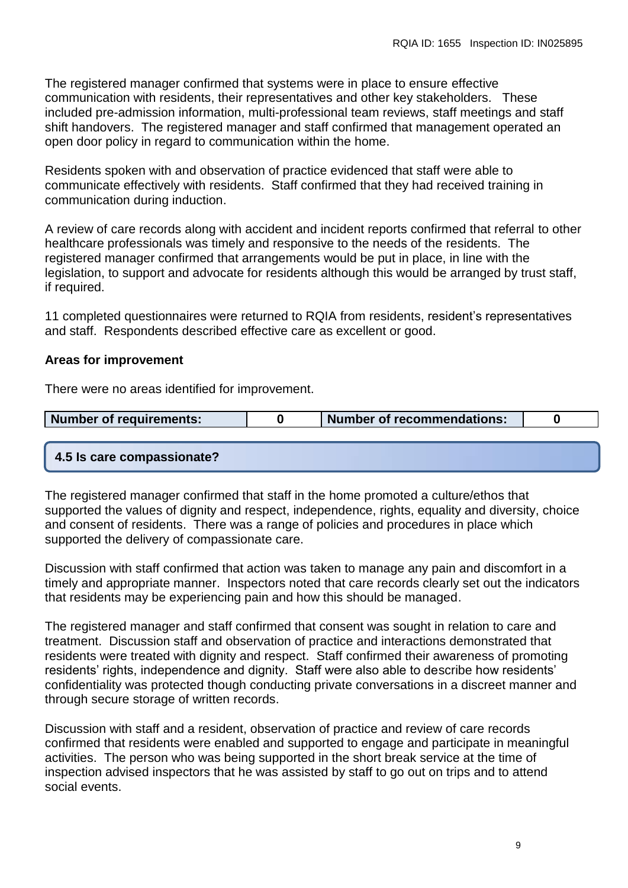The registered manager confirmed that systems were in place to ensure effective communication with residents, their representatives and other key stakeholders. These included pre-admission information, multi-professional team reviews, staff meetings and staff shift handovers. The registered manager and staff confirmed that management operated an open door policy in regard to communication within the home.

Residents spoken with and observation of practice evidenced that staff were able to communicate effectively with residents. Staff confirmed that they had received training in communication during induction.

A review of care records along with accident and incident reports confirmed that referral to other healthcare professionals was timely and responsive to the needs of the residents. The registered manager confirmed that arrangements would be put in place, in line with the legislation, to support and advocate for residents although this would be arranged by trust staff, if required.

11 completed questionnaires were returned to RQIA from residents, resident's representatives and staff. Respondents described effective care as excellent or good.

**Areas for improvement**

There were no areas identified for improvement.

| Number of requirements: | 0 | Number of recommendations: | 0 |
|---|---|---|---|

## 4.5 Is care compassionate?

The registered manager confirmed that staff in the home promoted a culture/ethos that supported the values of dignity and respect, independence, rights, equality and diversity, choice and consent of residents. There was a range of policies and procedures in place which supported the delivery of compassionate care.

Discussion with staff confirmed that action was taken to manage any pain and discomfort in a timely and appropriate manner. Inspectors noted that care records clearly set out the indicators that residents may be experiencing pain and how this should be managed.

The registered manager and staff confirmed that consent was sought in relation to care and treatment. Discussion staff and observation of practice and interactions demonstrated that residents were treated with dignity and respect. Staff confirmed their awareness of promoting residents' rights, independence and dignity. Staff were also able to describe how residents' confidentiality was protected though conducting private conversations in a discreet manner and through secure storage of written records.

Discussion with staff and a resident, observation of practice and review of care records confirmed that residents were enabled and supported to engage and participate in meaningful activities. The person who was being supported in the short break service at the time of inspection advised inspectors that he was assisted by staff to go out on trips and to attend social events.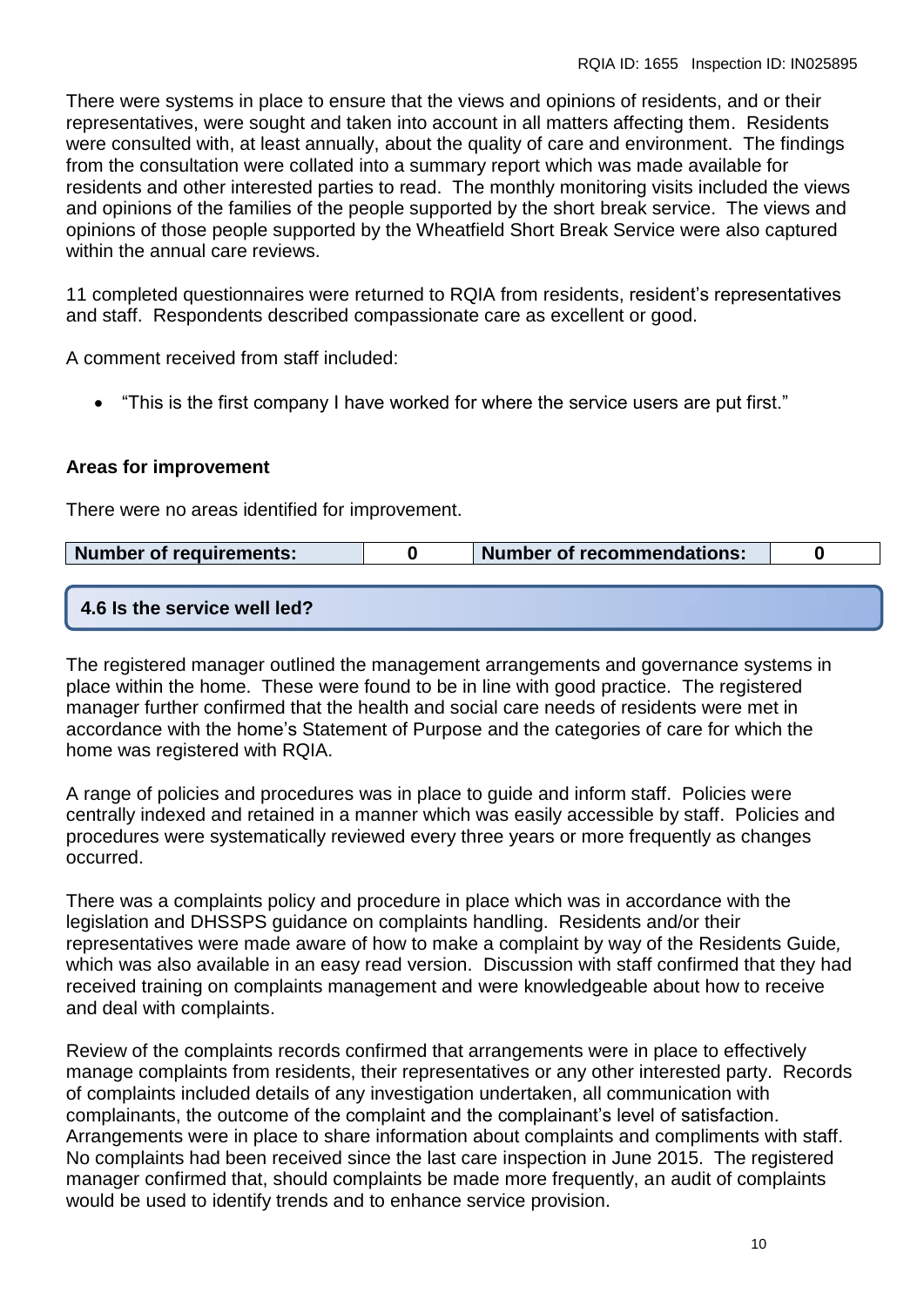There were systems in place to ensure that the views and opinions of residents, and or their representatives, were sought and taken into account in all matters affecting them. Residents were consulted with, at least annually, about the quality of care and environment. The findings from the consultation were collated into a summary report which was made available for residents and other interested parties to read. The monthly monitoring visits included the views and opinions of the families of the people supported by the short break service. The views and opinions of those people supported by the Wheatfield Short Break Service were also captured within the annual care reviews.

11 completed questionnaires were returned to RQIA from residents, resident's representatives and staff. Respondents described compassionate care as excellent or good.

A comment received from staff included:

- "This is the first company I have worked for where the service users are put first."

**Areas for improvement**

There were no areas identified for improvement.

| Number of requirements: | 0 | Number of recommendations: | 0 |
| --- | --- | --- | --- |

## 4.6 Is the service well led?

The registered manager outlined the management arrangements and governance systems in place within the home. These were found to be in line with good practice. The registered manager further confirmed that the health and social care needs of residents were met in accordance with the home's Statement of Purpose and the categories of care for which the home was registered with RQIA.

A range of policies and procedures was in place to guide and inform staff. Policies were centrally indexed and retained in a manner which was easily accessible by staff. Policies and procedures were systematically reviewed every three years or more frequently as changes occurred.

There was a complaints policy and procedure in place which was in accordance with the legislation and DHSSPS guidance on complaints handling. Residents and/or their representatives were made aware of how to make a complaint by way of the Residents Guide, which was also available in an easy read version. Discussion with staff confirmed that they had received training on complaints management and were knowledgeable about how to receive and deal with complaints.

Review of the complaints records confirmed that arrangements were in place to effectively manage complaints from residents, their representatives or any other interested party. Records of complaints included details of any investigation undertaken, all communication with complainants, the outcome of the complaint and the complainant's level of satisfaction. Arrangements were in place to share information about complaints and compliments with staff. No complaints had been received since the last care inspection in June 2015. The registered manager confirmed that, should complaints be made more frequently, an audit of complaints would be used to identify trends and to enhance service provision.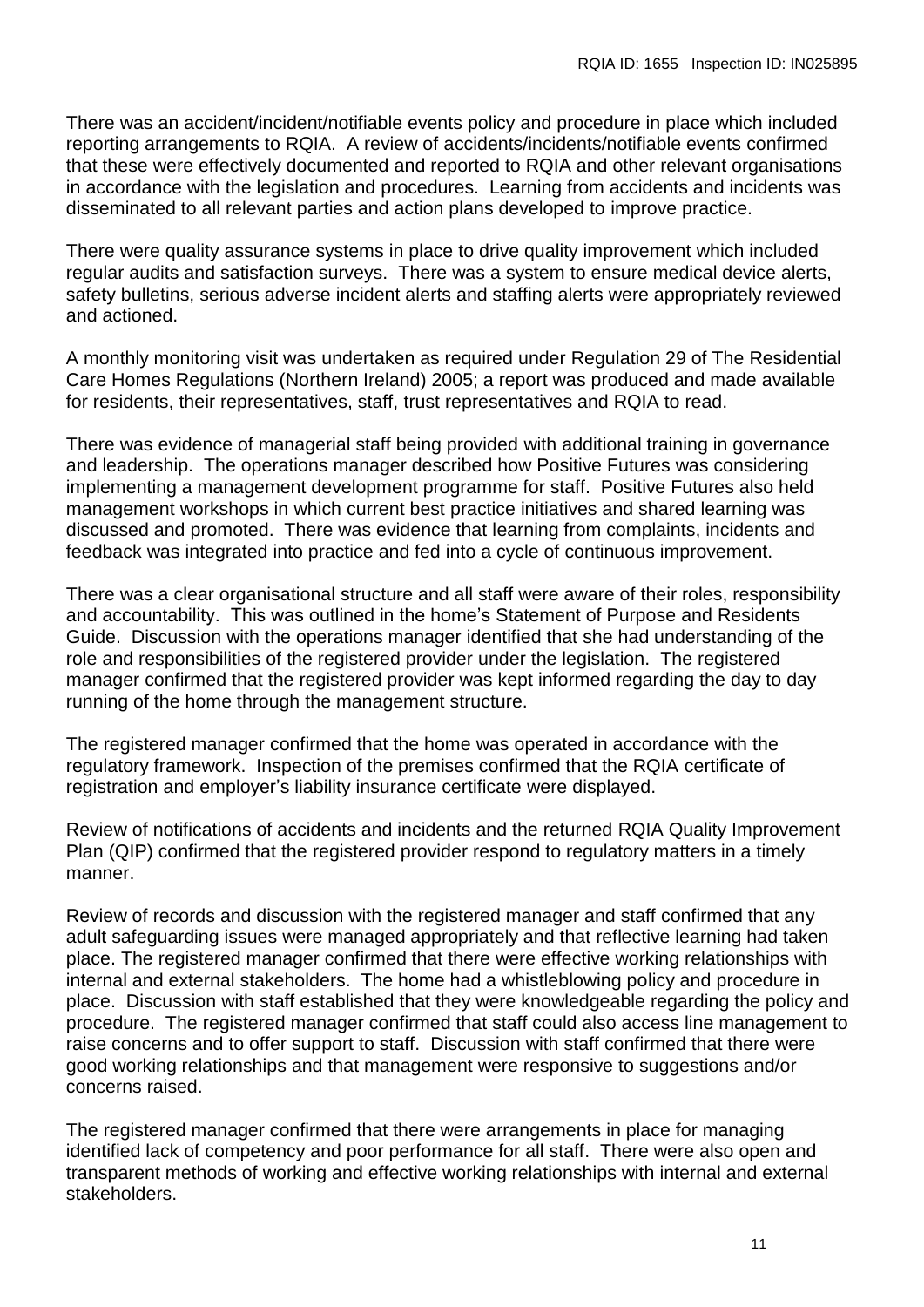There was an accident/incident/notifiable events policy and procedure in place which included reporting arrangements to RQIA. A review of accidents/incidents/notifiable events confirmed that these were effectively documented and reported to RQIA and other relevant organisations in accordance with the legislation and procedures. Learning from accidents and incidents was disseminated to all relevant parties and action plans developed to improve practice.

There were quality assurance systems in place to drive quality improvement which included regular audits and satisfaction surveys. There was a system to ensure medical device alerts, safety bulletins, serious adverse incident alerts and staffing alerts were appropriately reviewed and actioned.

A monthly monitoring visit was undertaken as required under Regulation 29 of The Residential Care Homes Regulations (Northern Ireland) 2005; a report was produced and made available for residents, their representatives, staff, trust representatives and RQIA to read.

There was evidence of managerial staff being provided with additional training in governance and leadership. The operations manager described how Positive Futures was considering implementing a management development programme for staff. Positive Futures also held management workshops in which current best practice initiatives and shared learning was discussed and promoted. There was evidence that learning from complaints, incidents and feedback was integrated into practice and fed into a cycle of continuous improvement.

There was a clear organisational structure and all staff were aware of their roles, responsibility and accountability. This was outlined in the home's Statement of Purpose and Residents Guide. Discussion with the operations manager identified that she had understanding of the role and responsibilities of the registered provider under the legislation. The registered manager confirmed that the registered provider was kept informed regarding the day to day running of the home through the management structure.

The registered manager confirmed that the home was operated in accordance with the regulatory framework. Inspection of the premises confirmed that the RQIA certificate of registration and employer's liability insurance certificate were displayed.

Review of notifications of accidents and incidents and the returned RQIA Quality Improvement Plan (QIP) confirmed that the registered provider respond to regulatory matters in a timely manner.

Review of records and discussion with the registered manager and staff confirmed that any adult safeguarding issues were managed appropriately and that reflective learning had taken place. The registered manager confirmed that there were effective working relationships with internal and external stakeholders. The home had a whistleblowing policy and procedure in place. Discussion with staff established that they were knowledgeable regarding the policy and procedure. The registered manager confirmed that staff could also access line management to raise concerns and to offer support to staff. Discussion with staff confirmed that there were good working relationships and that management were responsive to suggestions and/or concerns raised.

The registered manager confirmed that there were arrangements in place for managing identified lack of competency and poor performance for all staff. There were also open and transparent methods of working and effective working relationships with internal and external stakeholders.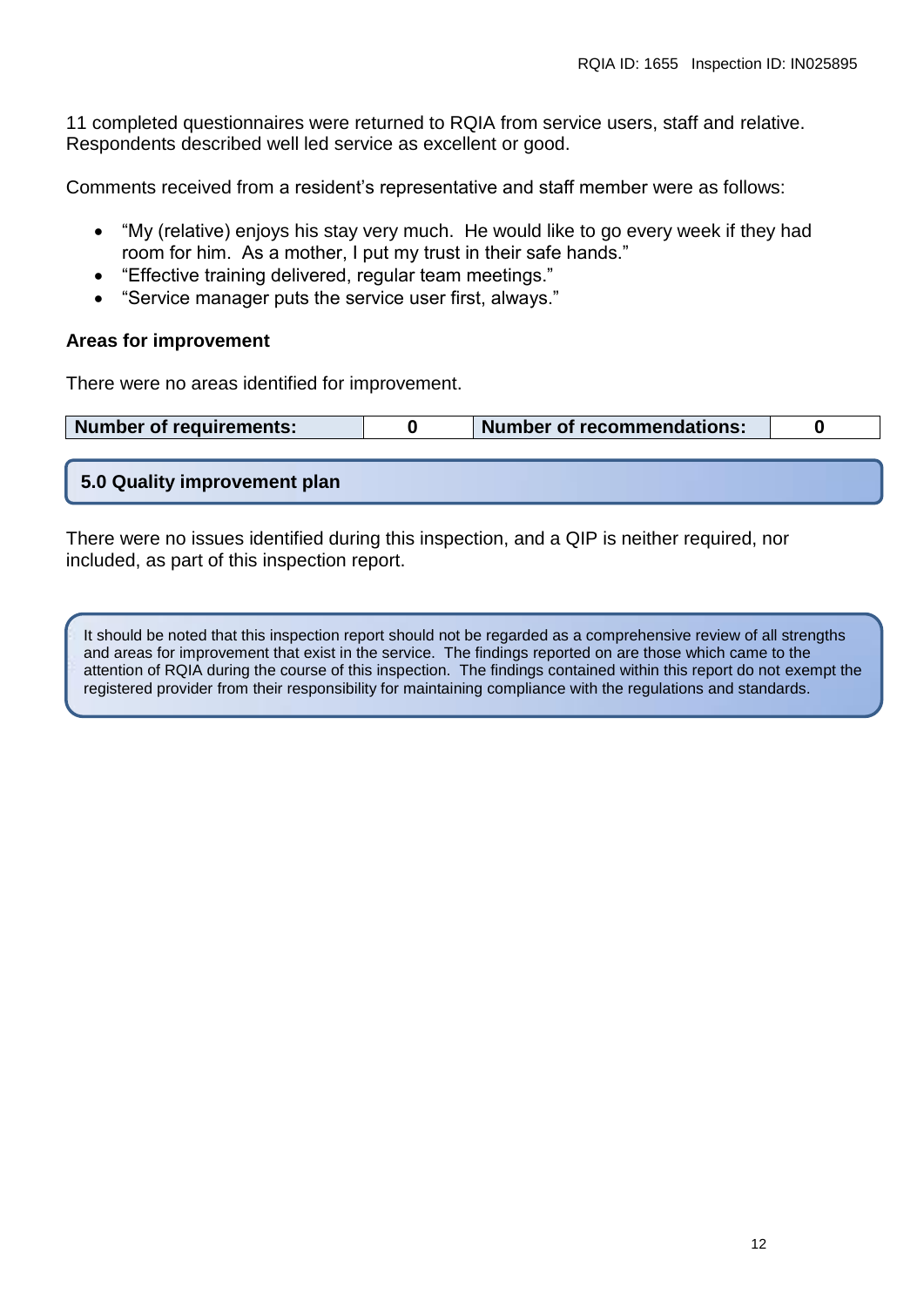11 completed questionnaires were returned to RQIA from service users, staff and relative. Respondents described well led service as excellent or good.

Comments received from a resident's representative and staff member were as follows:

- "My (relative) enjoys his stay very much. He would like to go every week if they had room for him. As a mother, I put my trust in their safe hands."
- "Effective training delivered, regular team meetings."
- "Service manager puts the service user first, always."

**Areas for improvement**

There were no areas identified for improvement.

| Number of requirements: | 0 | Number of recommendations: | 0 |
|---|---|---|---|

## 5.0 Quality improvement plan

There were no issues identified during this inspection, and a QIP is neither required, nor included, as part of this inspection report.

It should be noted that this inspection report should not be regarded as a comprehensive review of all strengths and areas for improvement that exist in the service. The findings reported on are those which came to the attention of RQIA during the course of this inspection. The findings contained within this report do not exempt the registered provider from their responsibility for maintaining compliance with the regulations and standards.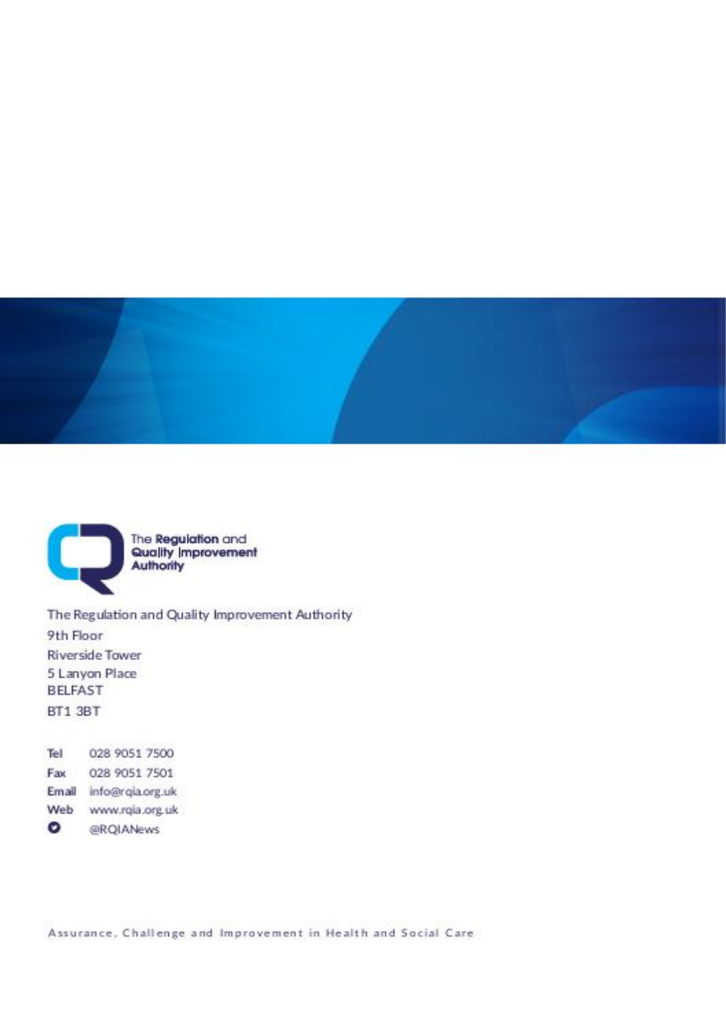The Regulation and Quality Improvement Authority

The Regulation and Quality Improvement Authority
9th Floor
Riverside Tower
5 Lanyon Place
BELFAST
BT1 3BT

| | |
|---|---|
| Tel | 028 9051 7500 |
| Fax | 028 9051 7501 |
| Email | info@rqia.org.uk |
| Web | www.rqia.org.uk |
| | @RQIANews |

Assurance, Challenge and Improvement in Health and Social Care